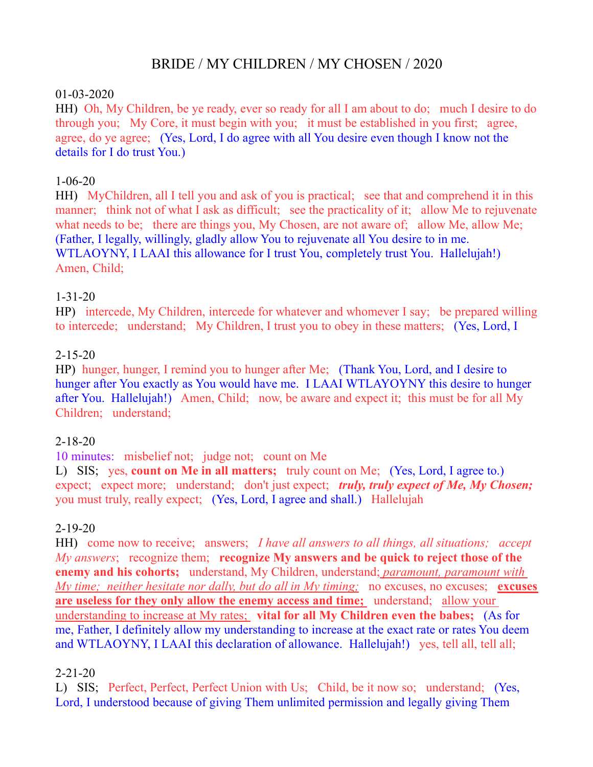# BRIDE / MY CHILDREN / MY CHOSEN / 2020

01-03-2020
HH) Oh, My Children, be ye ready, ever so ready for all I am about to do; much I desire to do through you; My Core, it must begin with you; it must be established in you first; agree, agree, do ye agree; (Yes, Lord, I do agree with all You desire even though I know not the details for I do trust You.)

1-06-20
HH) MyChildren, all I tell you and ask of you is practical; see that and comprehend it in this manner; think not of what I ask as difficult; see the practicality of it; allow Me to rejuvenate what needs to be; there are things you, My Chosen, are not aware of; allow Me, allow Me; (Father, I legally, willingly, gladly allow You to rejuvenate all You desire to in me. WTLAOYNY, I LAAI this allowance for I trust You, completely trust You. Hallelujah!) Amen, Child;

1-31-20
HP) intercede, My Children, intercede for whatever and whomever I say; be prepared willing to intercede; understand; My Children, I trust you to obey in these matters; (Yes, Lord, I

2-15-20
HP) hunger, hunger, I remind you to hunger after Me; (Thank You, Lord, and I desire to hunger after You exactly as You would have me. I LAAI WTLAYOYNY this desire to hunger after You. Hallelujah!) Amen, Child; now, be aware and expect it; this must be for all My Children; understand;

2-18-20
10 minutes: misbelief not; judge not; count on Me
L) SIS; yes, **count on Me in all matters;** truly count on Me; (Yes, Lord, I agree to.) expect; expect more; understand; don't just expect; ***truly, truly expect of Me, My Chosen;*** you must truly, really expect; (Yes, Lord, I agree and shall.) Hallelujah

2-19-20
HH) come now to receive; answers; *I have all answers to all things, all situations; accept My answers*; recognize them; **recognize My answers and be quick to reject those of the enemy and his cohorts;** understand, My Children, understand; *paramount, paramount with My time; neither hesitate nor dally, but do all in My timing;* no excuses, no excuses; **excuses are useless for they only allow the enemy access and time;** understand; allow your understanding to increase at My rates; **vital for all My Children even the babes;** (As for me, Father, I definitely allow my understanding to increase at the exact rate or rates You deem and WTLAOYNY, I LAAI this declaration of allowance. Hallelujah!) yes, tell all, tell all;

2-21-20
L) SIS; Perfect, Perfect, Perfect Union with Us; Child, be it now so; understand; (Yes, Lord, I understood because of giving Them unlimited permission and legally giving Them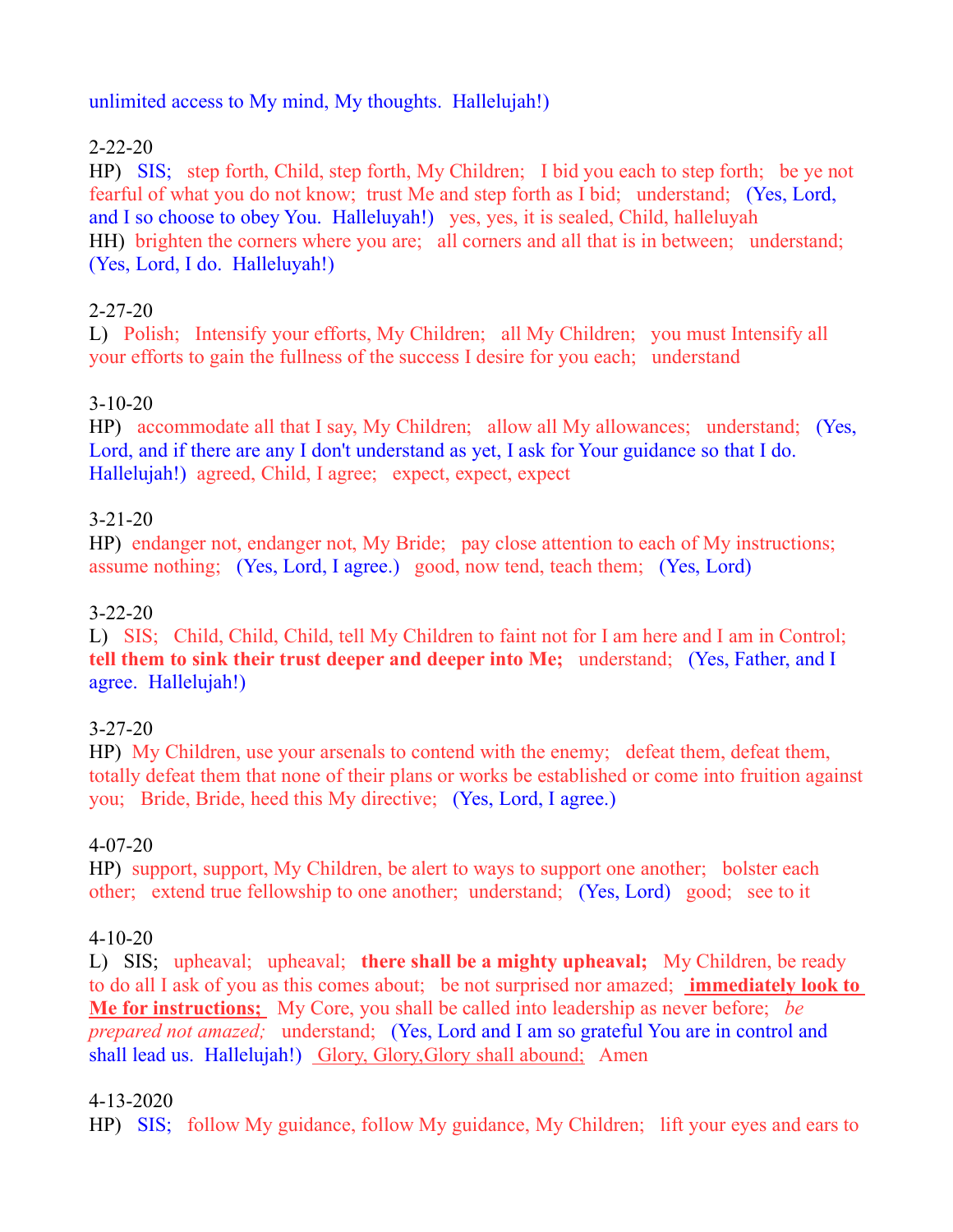unlimited access to My mind, My thoughts.  Hallelujah!)

2-22-20
HP)   SIS;   step forth, Child, step forth, My Children;   I bid you each to step forth;   be ye not fearful of what you do not know;  trust Me and step forth as I bid;   understand;   (Yes, Lord, and I so choose to obey You.  Halleluyah!)   yes, yes, it is sealed, Child, halleluyah
HH)  brighten the corners where you are;   all corners and all that is in between;   understand;   (Yes, Lord, I do.  Halleluyah!)

2-27-20
L)   Polish;   Intensify your efforts, My Children;   all My Children;   you must Intensify all your efforts to gain the fullness of the success I desire for you each;   understand

3-10-20
HP)   accommodate all that I say, My Children;   allow all My allowances;   understand;   (Yes, Lord, and if there are any I don't understand as yet, I ask for Your guidance so that I do.  Hallelujah!)  agreed, Child, I agree;   expect, expect, expect

3-21-20
HP)  endanger not, endanger not, My Bride;   pay close attention to each of My instructions;   assume nothing;   (Yes, Lord, I agree.)   good, now tend, teach them;   (Yes, Lord)

3-22-20
L)   SIS;   Child, Child, Child, tell My Children to faint not for I am here and I am in Control;   **tell them to sink their trust deeper and deeper into Me;**   understand;   (Yes, Father, and I agree.  Hallelujah!)

3-27-20
HP)  My Children, use your arsenals to contend with the enemy;   defeat them, defeat them, totally defeat them that none of their plans or works be established or come into fruition against you;   Bride, Bride, heed this My directive;   (Yes, Lord, I agree.)

4-07-20
HP)  support, support, My Children, be alert to ways to support one another;   bolster each other;   extend true fellowship to one another;  understand;   (Yes, Lord)   good;   see to it

4-10-20
L)   SIS;   upheaval;   upheaval;   **there shall be a mighty upheaval;**   My Children, be ready to do all I ask of you as this comes about;   be not surprised nor amazed;   **immediately look to Me for instructions;**   My Core, you shall be called into leadership as never before;   *be prepared not amazed;*   understand;   (Yes, Lord and I am so grateful You are in control and shall lead us.  Hallelujah!)   Glory, Glory,Glory shall abound;   Amen

4-13-2020
HP)   SIS;   follow My guidance, follow My guidance, My Children;   lift your eyes and ears to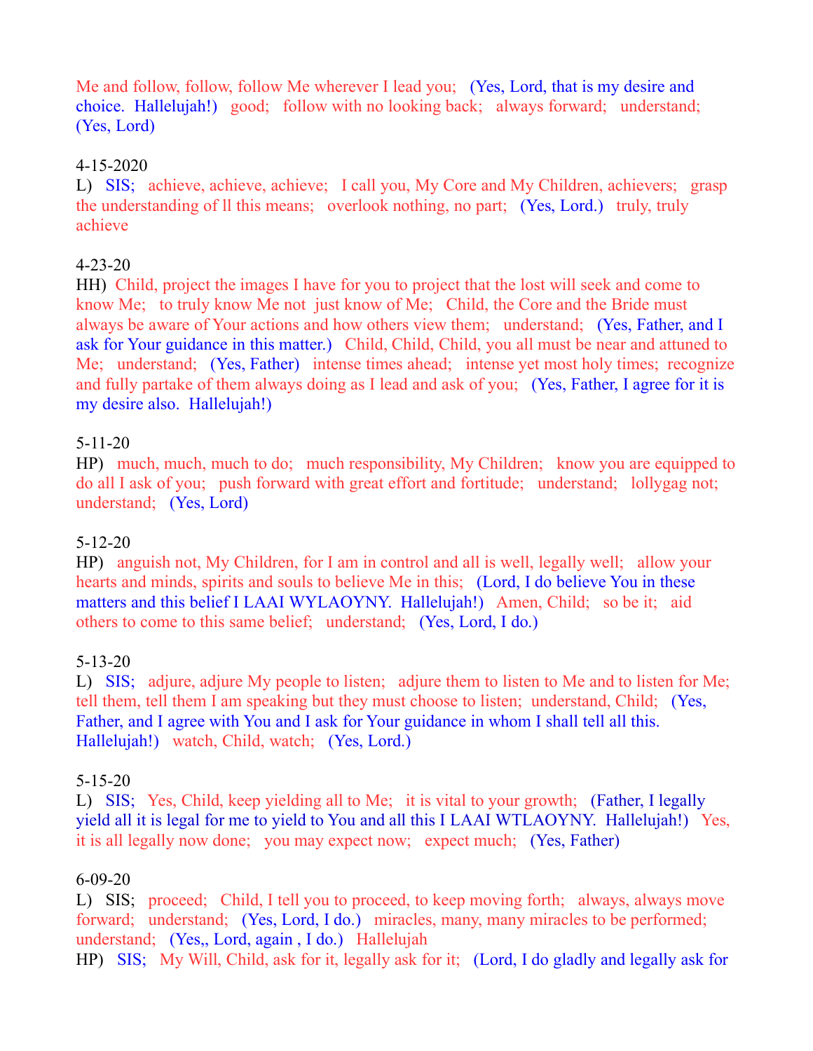Me and follow, follow, follow Me wherever I lead you;   (Yes, Lord, that is my desire and choice.  Hallelujah!)   good;   follow with no looking back;   always forward;   understand;   (Yes, Lord)

4-15-2020
L)   SIS;   achieve, achieve, achieve;   I call you, My Core and My Children, achievers;   grasp the understanding of ll this means;   overlook nothing, no part;   (Yes, Lord.)   truly, truly achieve

4-23-20
HH)  Child, project the images I have for you to project that the lost will seek and come to know Me;   to truly know Me not  just know of Me;   Child, the Core and the Bride must always be aware of Your actions and how others view them;   understand;   (Yes, Father, and I ask for Your guidance in this matter.)   Child, Child, Child, you all must be near and attuned to Me;   understand;   (Yes, Father)   intense times ahead;   intense yet most holy times;  recognize and fully partake of them always doing as I lead and ask of you;   (Yes, Father, I agree for it is my desire also.  Hallelujah!)

5-11-20
HP)   much, much, much to do;   much responsibility, My Children;   know you are equipped to do all I ask of you;   push forward with great effort and fortitude;   understand;   lollygag not;   understand;   (Yes, Lord)

5-12-20
HP)   anguish not, My Children, for I am in control and all is well, legally well;   allow your hearts and minds, spirits and souls to believe Me in this;   (Lord, I do believe You in these matters and this belief I LAAI WYLAOYNY.  Hallelujah!)   Amen, Child;   so be it;   aid others to come to this same belief;   understand;   (Yes, Lord, I do.)

5-13-20
L)   SIS;   adjure, adjure My people to listen;   adjure them to listen to Me and to listen for Me;   tell them, tell them I am speaking but they must choose to listen;  understand, Child;   (Yes, Father, and I agree with You and I ask for Your guidance in whom I shall tell all this.  Hallelujah!)   watch, Child, watch;   (Yes, Lord.)

5-15-20
L)   SIS;   Yes, Child, keep yielding all to Me;   it is vital to your growth;   (Father, I legally yield all it is legal for me to yield to You and all this I LAAI WTLAOYNY.  Hallelujah!)   Yes, it is all legally now done;   you may expect now;   expect much;   (Yes, Father)

6-09-20
L)   SIS;   proceed;   Child, I tell you to proceed, to keep moving forth;   always, always move forward;   understand;   (Yes, Lord, I do.)   miracles, many, many miracles to be performed;   understand;   (Yes,, Lord, again , I do.)   Hallelujah
HP)   SIS;   My Will, Child, ask for it, legally ask for it;   (Lord, I do gladly and legally ask for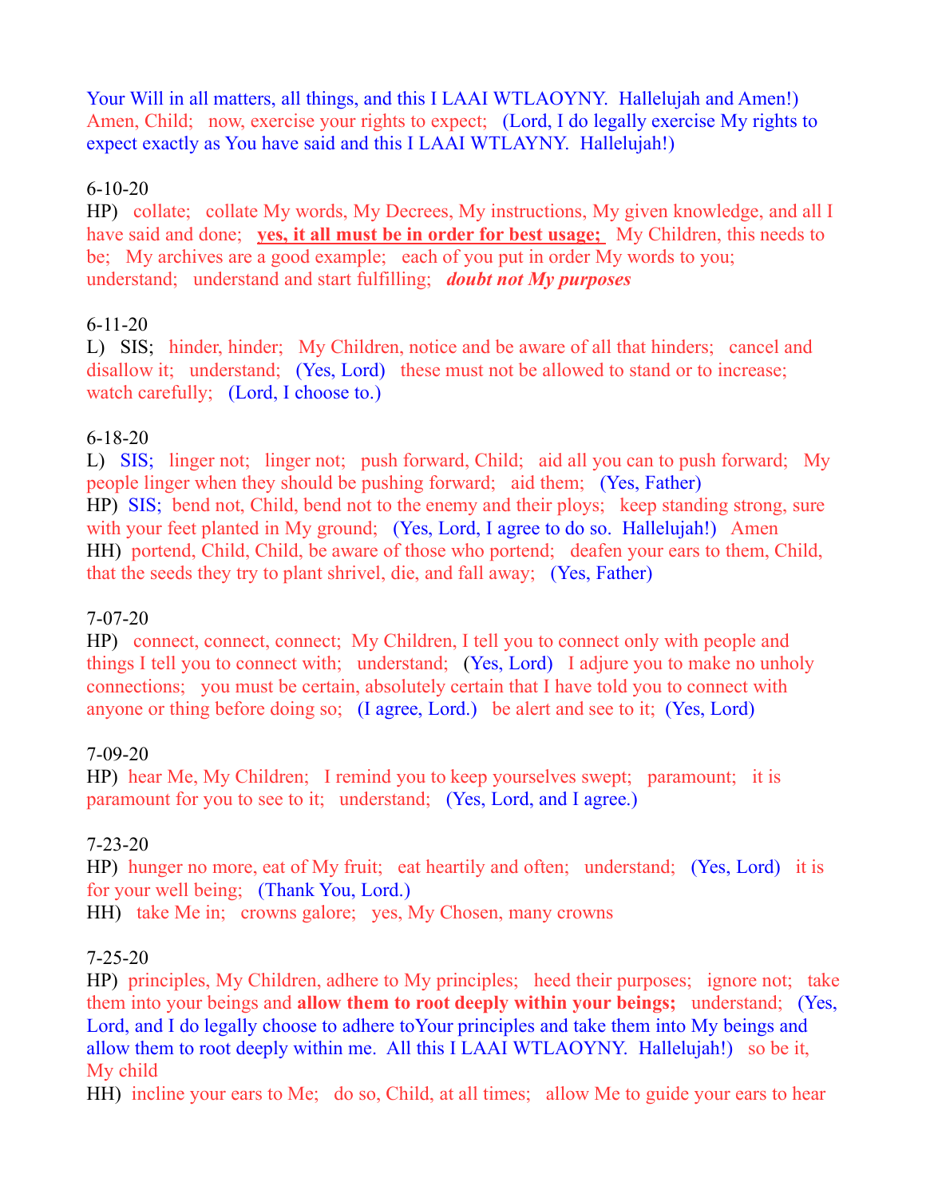Your Will in all matters, all things, and this I LAAI WTLAOYNY.  Hallelujah and Amen!)  Amen, Child;   now, exercise your rights to expect;   (Lord, I do legally exercise My rights to expect exactly as You have said and this I LAAI WTLAYNY.  Hallelujah!)

6-10-20

HP)   collate;   collate My words, My Decrees, My instructions, My given knowledge, and all I have said and done;   **yes, it all must be in order for best usage;**   My Children, this needs to be;   My archives are a good example;   each of you put in order My words to you;   understand;   understand and start fulfilling;   ***doubt not My purposes***

6-11-20

L)   SIS;   hinder, hinder;   My Children, notice and be aware of all that hinders;   cancel and disallow it;   understand;   (Yes, Lord)   these must not be allowed to stand or to increase;   watch carefully;   (Lord, I choose to.)

6-18-20

L)   SIS;   linger not;   linger not;   push forward, Child;   aid all you can to push forward;   My people linger when they should be pushing forward;   aid them;   (Yes, Father)

HP)  SIS;  bend not, Child, bend not to the enemy and their ploys;   keep standing strong, sure with your feet planted in My ground;   (Yes, Lord, I agree to do so.  Hallelujah!)   Amen

HH)  portend, Child, Child, be aware of those who portend;   deafen your ears to them, Child, that the seeds they try to plant shrivel, die, and fall away;   (Yes, Father)

7-07-20

HP)   connect, connect, connect;  My Children, I tell you to connect only with people and things I tell you to connect with;   understand;   (Yes, Lord)   I adjure you to make no unholy connections;   you must be certain, absolutely certain that I have told you to connect with anyone or thing before doing so;   (I agree, Lord.)   be alert and see to it;  (Yes, Lord)

7-09-20

HP)  hear Me, My Children;   I remind you to keep yourselves swept;   paramount;   it is paramount for you to see to it;   understand;   (Yes, Lord, and I agree.)

7-23-20

HP)  hunger no more, eat of My fruit;   eat heartily and often;   understand;   (Yes, Lord)   it is for your well being;   (Thank You, Lord.)

HH)   take Me in;   crowns galore;   yes, My Chosen, many crowns

7-25-20

HP)  principles, My Children, adhere to My principles;   heed their purposes;   ignore not;   take them into your beings and **allow them to root deeply within your beings;**   understand;   (Yes, Lord, and I do legally choose to adhere toYour principles and take them into My beings and allow them to root deeply within me.  All this I LAAI WTLAOYNY.  Hallelujah!)   so be it, My child

HH)  incline your ears to Me;   do so, Child, at all times;   allow Me to guide your ears to hear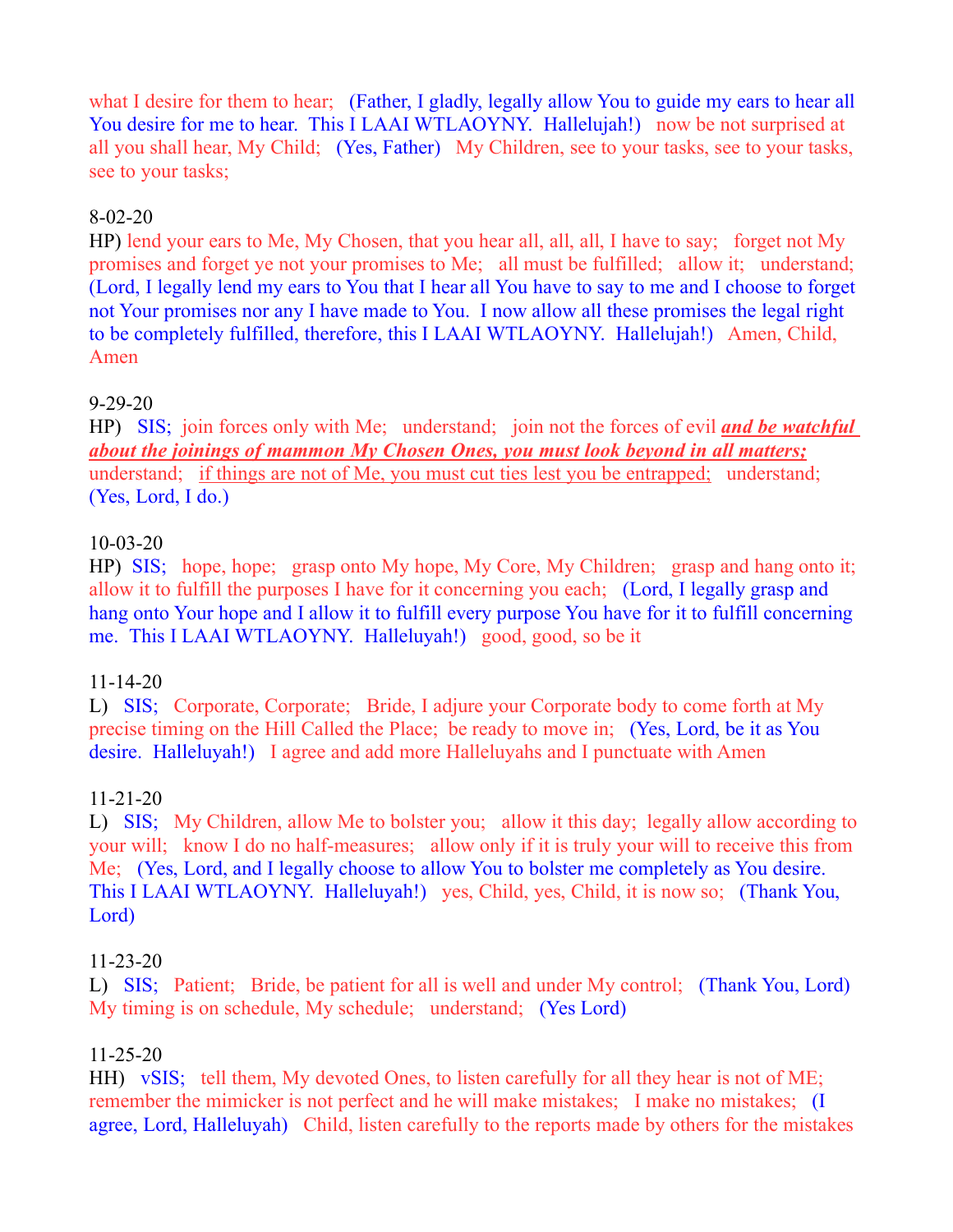what I desire for them to hear;   (Father, I gladly, legally allow You to guide my ears to hear all You desire for me to hear.  This I LAAI WTLAOYNY.  Hallelujah!)   now be not surprised at all you shall hear, My Child;   (Yes, Father)   My Children, see to your tasks, see to your tasks, see to your tasks;

8-02-20

HP) lend your ears to Me, My Chosen, that you hear all, all, all, I have to say;   forget not My promises and forget ye not your promises to Me;   all must be fulfilled;   allow it;   understand;   (Lord, I legally lend my ears to You that I hear all You have to say to me and I choose to forget not Your promises nor any I have made to You.  I now allow all these promises the legal right to be completely fulfilled, therefore, this I LAAI WTLAOYNY.  Hallelujah!)   Amen, Child, Amen

9-29-20

HP)   SIS;   join forces only with Me;   understand;   join not the forces of evil ***<u>and be watchful about the joinings of mammon My Chosen Ones, you must look beyond in all matters;</u>*** understand;   <u>if things are not of Me, you must cut ties lest you be entrapped;</u>   understand;   (Yes, Lord, I do.)

10-03-20

HP)   SIS;   hope, hope;   grasp onto My hope, My Core, My Children;   grasp and hang onto it;   allow it to fulfill the purposes I have for it concerning you each;   (Lord, I legally grasp and hang onto Your hope and I allow it to fulfill every purpose You have for it to fulfill concerning me.  This I LAAI WTLAOYNY.  Halleluyah!)   good, good, so be it

11-14-20

L)   SIS;   Corporate, Corporate;   Bride, I adjure your Corporate body to come forth at My precise timing on the Hill Called the Place;   be ready to move in;   (Yes, Lord, be it as You desire.  Halleluyah!)   I agree and add more Halleluyahs and I punctuate with Amen

11-21-20

L)   SIS;   My Children, allow Me to bolster you;   allow it this day;   legally allow according to your will;   know I do no half-measures;   allow only if it is truly your will to receive this from Me;   (Yes, Lord, and I legally choose to allow You to bolster me completely as You desire.  This I LAAI WTLAOYNY.  Halleluyah!)   yes, Child, yes, Child, it is now so;   (Thank You, Lord)

11-23-20

L)   SIS;   Patient;   Bride, be patient for all is well and under My control;   (Thank You, Lord)   My timing is on schedule, My schedule;   understand;   (Yes Lord)

11-25-20

HH)   vSIS;   tell them, My devoted Ones, to listen carefully for all they hear is not of ME;   remember the mimicker is not perfect and he will make mistakes;   I make no mistakes;   (I agree, Lord, Halleluyah)   Child, listen carefully to the reports made by others for the mistakes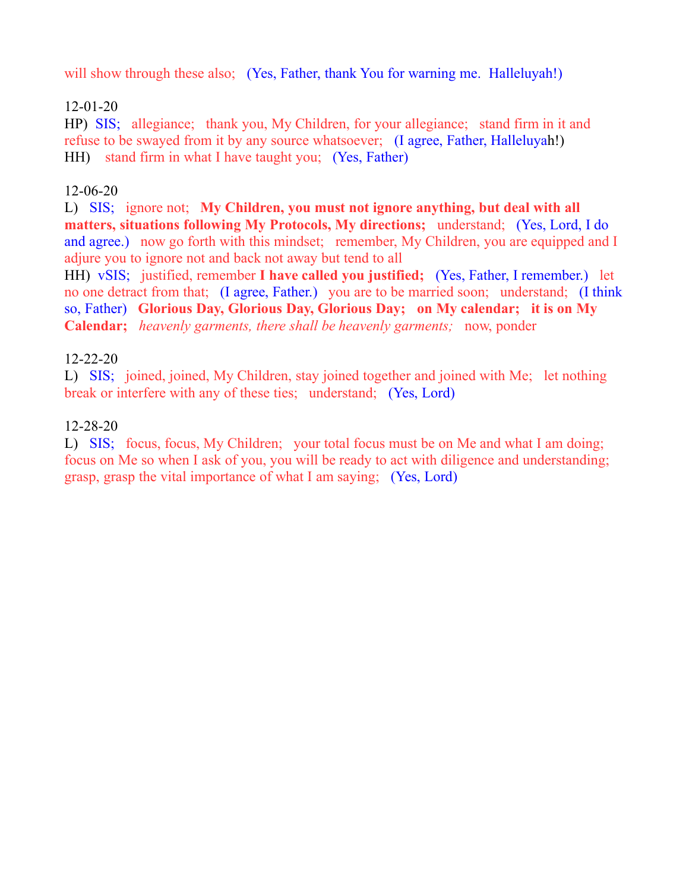will show through these also; (Yes, Father, thank You for warning me. Halleluyah!)

12-01-20
HP) SIS; allegiance; thank you, My Children, for your allegiance; stand firm in it and refuse to be swayed from it by any source whatsoever; (I agree, Father, Halleluyah!)
HH) stand firm in what I have taught you; (Yes, Father)

12-06-20
L) SIS; ignore not; **My Children, you must not ignore anything, but deal with all matters, situations following My Protocols, My directions;** understand; (Yes, Lord, I do and agree.) now go forth with this mindset; remember, My Children, you are equipped and I adjure you to ignore not and back not away but tend to all
HH) vSIS; justified, remember **I have called you justified;** (Yes, Father, I remember.) let no one detract from that; (I agree, Father.) you are to be married soon; understand; (I think so, Father) **Glorious Day, Glorious Day, Glorious Day; on My calendar; it is on My Calendar;** *heavenly garments, there shall be heavenly garments;* now, ponder

12-22-20
L) SIS; joined, joined, My Children, stay joined together and joined with Me; let nothing break or interfere with any of these ties; understand; (Yes, Lord)

12-28-20
L) SIS; focus, focus, My Children; your total focus must be on Me and what I am doing; focus on Me so when I ask of you, you will be ready to act with diligence and understanding; grasp, grasp the vital importance of what I am saying; (Yes, Lord)